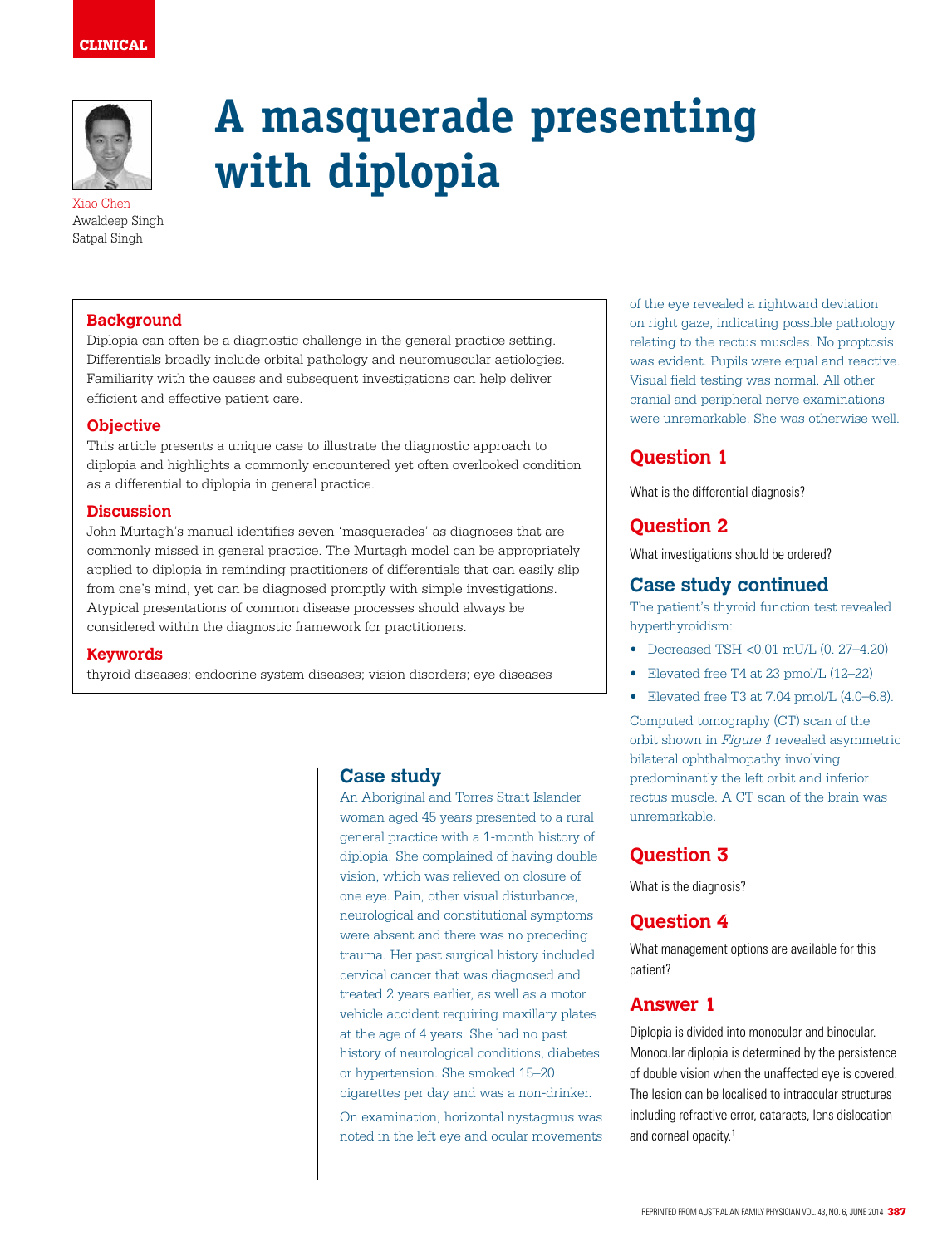CLINICAL

# A masquerade presenting with diplopia

Xiao Chen
Awaldeep Singh
Satpal Singh

## Background

Diplopia can often be a diagnostic challenge in the general practice setting. Differentials broadly include orbital pathology and neuromuscular aetiologies. Familiarity with the causes and subsequent investigations can help deliver efficient and effective patient care.

## Objective

This article presents a unique case to illustrate the diagnostic approach to diplopia and highlights a commonly encountered yet often overlooked condition as a differential to diplopia in general practice.

## Discussion

John Murtagh's manual identifies seven 'masquerades' as diagnoses that are commonly missed in general practice. The Murtagh model can be appropriately applied to diplopia in reminding practitioners of differentials that can easily slip from one's mind, yet can be diagnosed promptly with simple investigations. Atypical presentations of common disease processes should always be considered within the diagnostic framework for practitioners.

## Keywords

thyroid diseases; endocrine system diseases; vision disorders; eye diseases

## Case study

An Aboriginal and Torres Strait Islander woman aged 45 years presented to a rural general practice with a 1-month history of diplopia. She complained of having double vision, which was relieved on closure of one eye. Pain, other visual disturbance, neurological and constitutional symptoms were absent and there was no preceding trauma. Her past surgical history included cervical cancer that was diagnosed and treated 2 years earlier, as well as a motor vehicle accident requiring maxillary plates at the age of 4 years. She had no past history of neurological conditions, diabetes or hypertension. She smoked 15–20 cigarettes per day and was a non-drinker.

On examination, horizontal nystagmus was noted in the left eye and ocular movements of the eye revealed a rightward deviation on right gaze, indicating possible pathology relating to the rectus muscles. No proptosis was evident. Pupils were equal and reactive. Visual field testing was normal. All other cranial and peripheral nerve examinations were unremarkable. She was otherwise well.

## Question 1

What is the differential diagnosis?

## Question 2

What investigations should be ordered?

## Case study continued

The patient's thyroid function test revealed hyperthyroidism:

- Decreased TSH <0.01 mU/L (0. 27–4.20)
- Elevated free T4 at 23 pmol/L (12–22)
- Elevated free T3 at 7.04 pmol/L (4.0–6.8).

Computed tomography (CT) scan of the orbit shown in *Figure 1* revealed asymmetric bilateral ophthalmopathy involving predominantly the left orbit and inferior rectus muscle. A CT scan of the brain was unremarkable.

## Question 3

What is the diagnosis?

## Question 4

What management options are available for this patient?

## Answer 1

Diplopia is divided into monocular and binocular. Monocular diplopia is determined by the persistence of double vision when the unaffected eye is covered. The lesion can be localised to intraocular structures including refractive error, cataracts, lens dislocation and corneal opacity.[1]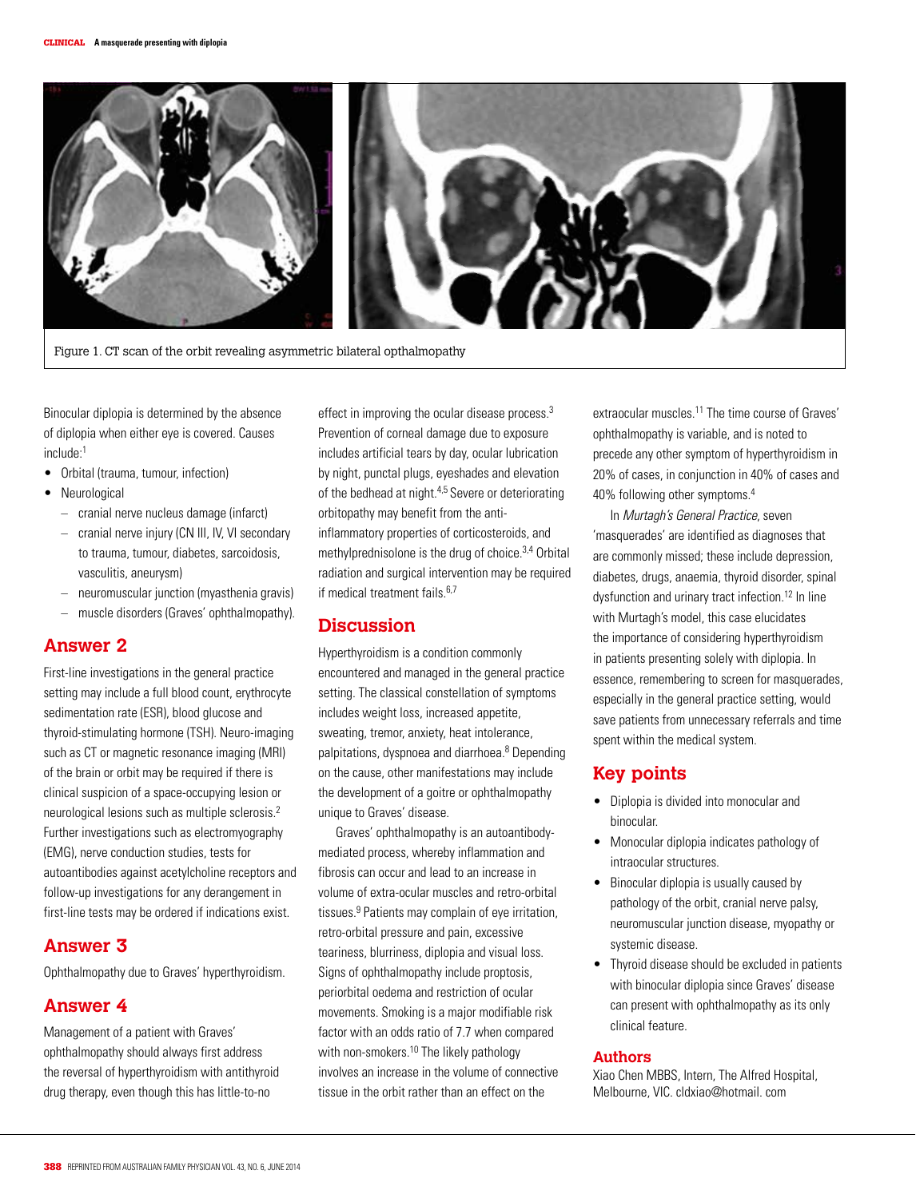Figure 1. CT scan of the orbit revealing asymmetric bilateral opthalmopathy

Binocular diplopia is determined by the absence of diplopia when either eye is covered. Causes include:[1]

- Orbital (trauma, tumour, infection)
- Neurological
  - cranial nerve nucleus damage (infarct)
  - cranial nerve injury (CN III, IV, VI secondary to trauma, tumour, diabetes, sarcoidosis, vasculitis, aneurysm)
  - neuromuscular junction (myasthenia gravis)
  - muscle disorders (Graves' ophthalmopathy).

## Answer 2

First-line investigations in the general practice setting may include a full blood count, erythrocyte sedimentation rate (ESR), blood glucose and thyroid-stimulating hormone (TSH). Neuro-imaging such as CT or magnetic resonance imaging (MRI) of the brain or orbit may be required if there is clinical suspicion of a space-occupying lesion or neurological lesions such as multiple sclerosis.[2] Further investigations such as electromyography (EMG), nerve conduction studies, tests for autoantibodies against acetylcholine receptors and follow-up investigations for any derangement in first-line tests may be ordered if indications exist.

## Answer 3

Ophthalmopathy due to Graves' hyperthyroidism.

## Answer 4

Management of a patient with Graves' ophthalmopathy should always first address the reversal of hyperthyroidism with antithyroid drug therapy, even though this has little-to-no effect in improving the ocular disease process.[3] Prevention of corneal damage due to exposure includes artificial tears by day, ocular lubrication by night, punctal plugs, eyeshades and elevation of the bedhead at night.[4,5] Severe or deteriorating orbitopathy may benefit from the anti-inflammatory properties of corticosteroids, and methylprednisolone is the drug of choice.[3,4] Orbital radiation and surgical intervention may be required if medical treatment fails.[6,7]

## Discussion

Hyperthyroidism is a condition commonly encountered and managed in the general practice setting. The classical constellation of symptoms includes weight loss, increased appetite, sweating, tremor, anxiety, heat intolerance, palpitations, dyspnoea and diarrhoea.[8] Depending on the cause, other manifestations may include the development of a goitre or ophthalmopathy unique to Graves' disease.

Graves' ophthalmopathy is an autoantibody-mediated process, whereby inflammation and fibrosis can occur and lead to an increase in volume of extra-ocular muscles and retro-orbital tissues.[9] Patients may complain of eye irritation, retro-orbital pressure and pain, excessive teariness, blurriness, diplopia and visual loss. Signs of ophthalmopathy include proptosis, periorbital oedema and restriction of ocular movements. Smoking is a major modifiable risk factor with an odds ratio of 7.7 when compared with non-smokers.[10] The likely pathology involves an increase in the volume of connective tissue in the orbit rather than an effect on the extraocular muscles.[11] The time course of Graves' ophthalmopathy is variable, and is noted to precede any other symptom of hyperthyroidism in 20% of cases, in conjunction in 40% of cases and 40% following other symptoms.[4]

In *Murtagh's General Practice*, seven 'masquerades' are identified as diagnoses that are commonly missed; these include depression, diabetes, drugs, anaemia, thyroid disorder, spinal dysfunction and urinary tract infection.[12] In line with Murtagh's model, this case elucidates the importance of considering hyperthyroidism in patients presenting solely with diplopia. In essence, remembering to screen for masquerades, especially in the general practice setting, would save patients from unnecessary referrals and time spent within the medical system.

## Key points

- Diplopia is divided into monocular and binocular.
- Monocular diplopia indicates pathology of intraocular structures.
- Binocular diplopia is usually caused by pathology of the orbit, cranial nerve palsy, neuromuscular junction disease, myopathy or systemic disease.
- Thyroid disease should be excluded in patients with binocular diplopia since Graves' disease can present with ophthalmopathy as its only clinical feature.

### Authors

Xiao Chen MBBS, Intern, The Alfred Hospital, Melbourne, VIC. cldxiao@hotmail. com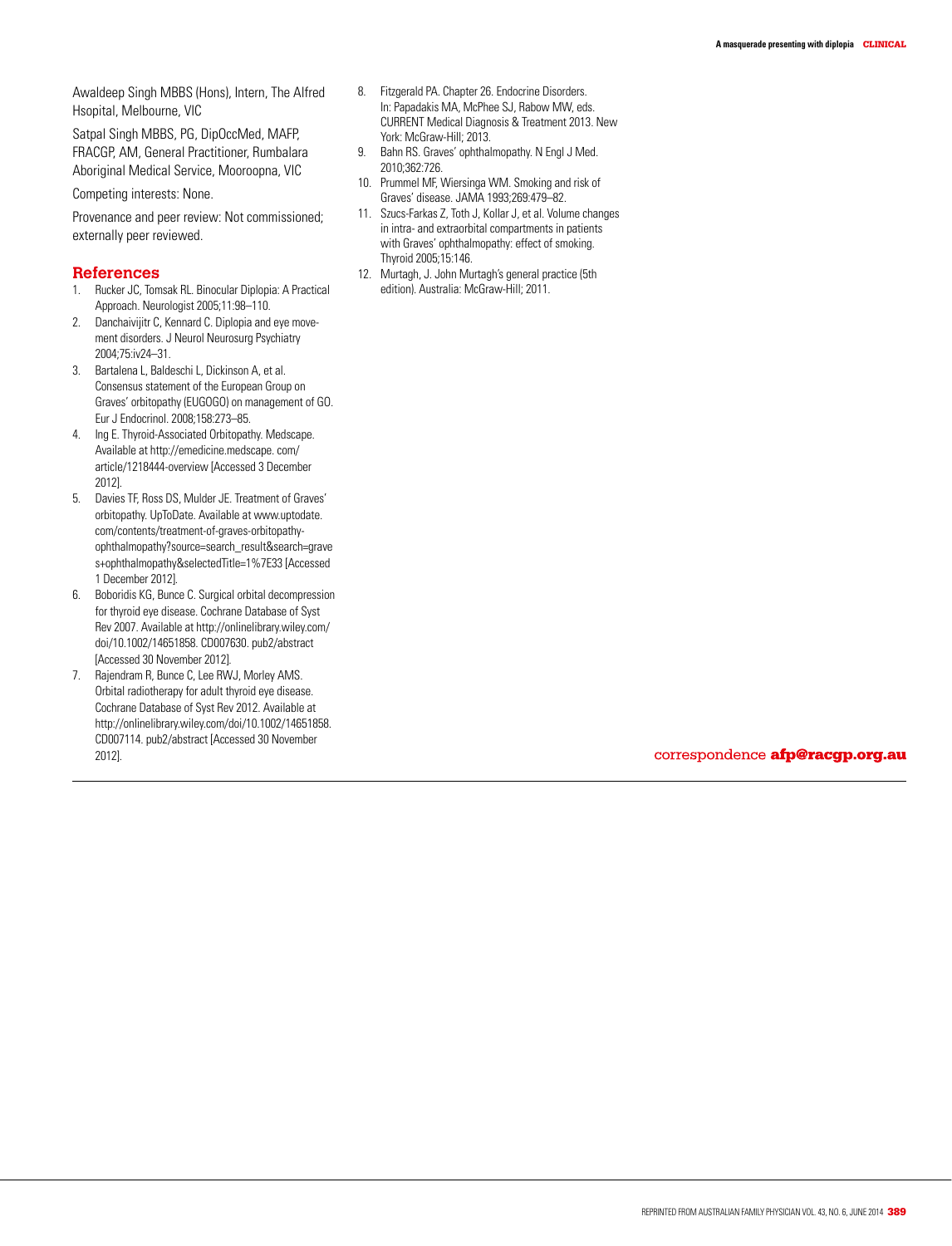Awaldeep Singh MBBS (Hons), Intern, The Alfred Hsopital, Melbourne, VIC

Satpal Singh MBBS, PG, DipOccMed, MAFP, FRACGP, AM, General Practitioner, Rumbalara Aboriginal Medical Service, Mooroopna, VIC

Competing interests: None.

Provenance and peer review: Not commissioned; externally peer reviewed.

## References

1. Rucker JC, Tomsak RL. Binocular Diplopia: A Practical Approach. Neurologist 2005;11:98–110.
2. Danchaivijitr C, Kennard C. Diplopia and eye movement disorders. J Neurol Neurosurg Psychiatry 2004;75:iv24–31.
3. Bartalena L, Baldeschi L, Dickinson A, et al. Consensus statement of the European Group on Graves' orbitopathy (EUGOGO) on management of GO. Eur J Endocrinol. 2008;158:273–85.
4. Ing E. Thyroid-Associated Orbitopathy. Medscape. Available at http://emedicine.medscape. com/article/1218444-overview [Accessed 3 December 2012].
5. Davies TF, Ross DS, Mulder JE. Treatment of Graves' orbitopathy. UpToDate. Available at www.uptodate. com/contents/treatment-of-graves-orbitopathy-ophthalmopathy?source=search_result&search=grave s+ophthalmopathy&selectedTitle=1%7E33 [Accessed 1 December 2012].
6. Boboridis KG, Bunce C. Surgical orbital decompression for thyroid eye disease. Cochrane Database of Syst Rev 2007. Available at http://onlinelibrary.wiley.com/doi/10.1002/14651858. CD007630. pub2/abstract [Accessed 30 November 2012].
7. Rajendram R, Bunce C, Lee RWJ, Morley AMS. Orbital radiotherapy for adult thyroid eye disease. Cochrane Database of Syst Rev 2012. Available at http://onlinelibrary.wiley.com/doi/10.1002/14651858. CD007114. pub2/abstract [Accessed 30 November 2012].
8. Fitzgerald PA. Chapter 26. Endocrine Disorders. In: Papadakis MA, McPhee SJ, Rabow MW, eds. CURRENT Medical Diagnosis & Treatment 2013. New York: McGraw-Hill; 2013.
9. Bahn RS. Graves' ophthalmopathy. N Engl J Med. 2010;362:726.
10. Prummel MF, Wiersinga WM. Smoking and risk of Graves' disease. JAMA 1993;269:479–82.
11. Szucs-Farkas Z, Toth J, Kollar J, et al. Volume changes in intra- and extraorbital compartments in patients with Graves' ophthalmopathy: effect of smoking. Thyroid 2005;15:146.
12. Murtagh, J. John Murtagh's general practice (5th edition). Australia: McGraw-Hill; 2011.

correspondence **afp@racgp.org.au**